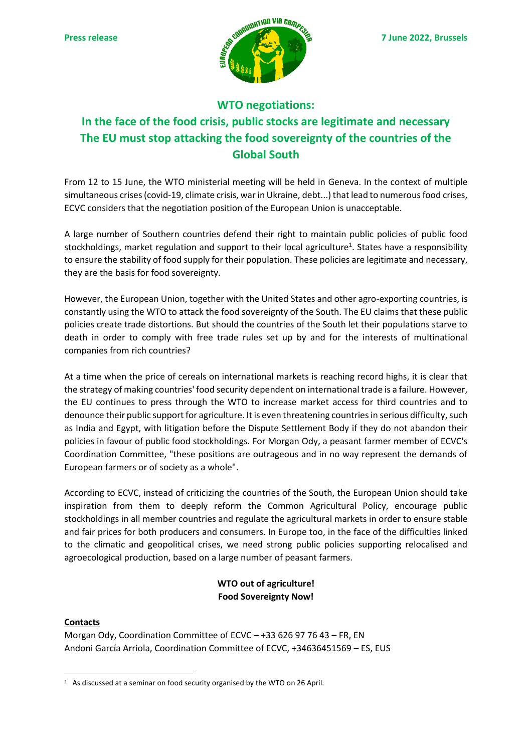**Press release**

**7 June 2022, Brussels**

# WTO negotiations:
# In the face of the food crisis, public stocks are legitimate and necessary
# The EU must stop attacking the food sovereignty of the countries of the Global South

From 12 to 15 June, the WTO ministerial meeting will be held in Geneva. In the context of multiple simultaneous crises (covid-19, climate crisis, war in Ukraine, debt...) that lead to numerous food crises, ECVC considers that the negotiation position of the European Union is unacceptable.

A large number of Southern countries defend their right to maintain public policies of public food stockholdings, market regulation and support to their local agriculture[1]. States have a responsibility to ensure the stability of food supply for their population. These policies are legitimate and necessary, they are the basis for food sovereignty.

However, the European Union, together with the United States and other agro-exporting countries, is constantly using the WTO to attack the food sovereignty of the South. The EU claims that these public policies create trade distortions. But should the countries of the South let their populations starve to death in order to comply with free trade rules set up by and for the interests of multinational companies from rich countries?

At a time when the price of cereals on international markets is reaching record highs, it is clear that the strategy of making countries' food security dependent on international trade is a failure. However, the EU continues to press through the WTO to increase market access for third countries and to denounce their public support for agriculture. It is even threatening countries in serious difficulty, such as India and Egypt, with litigation before the Dispute Settlement Body if they do not abandon their policies in favour of public food stockholdings. For Morgan Ody, a peasant farmer member of ECVC's Coordination Committee, "these positions are outrageous and in no way represent the demands of European farmers or of society as a whole".

According to ECVC, instead of criticizing the countries of the South, the European Union should take inspiration from them to deeply reform the Common Agricultural Policy, encourage public stockholdings in all member countries and regulate the agricultural markets in order to ensure stable and fair prices for both producers and consumers. In Europe too, in the face of the difficulties linked to the climatic and geopolitical crises, we need strong public policies supporting relocalised and agroecological production, based on a large number of peasant farmers.

**WTO out of agriculture!**
**Food Sovereignty Now!**

**Contacts**

Morgan Ody, Coordination Committee of ECVC – +33 626 97 76 43 – FR, EN
Andoni García Arriola, Coordination Committee of ECVC, +34636451569 – ES, EUS

[1] As discussed at a seminar on food security organised by the WTO on 26 April.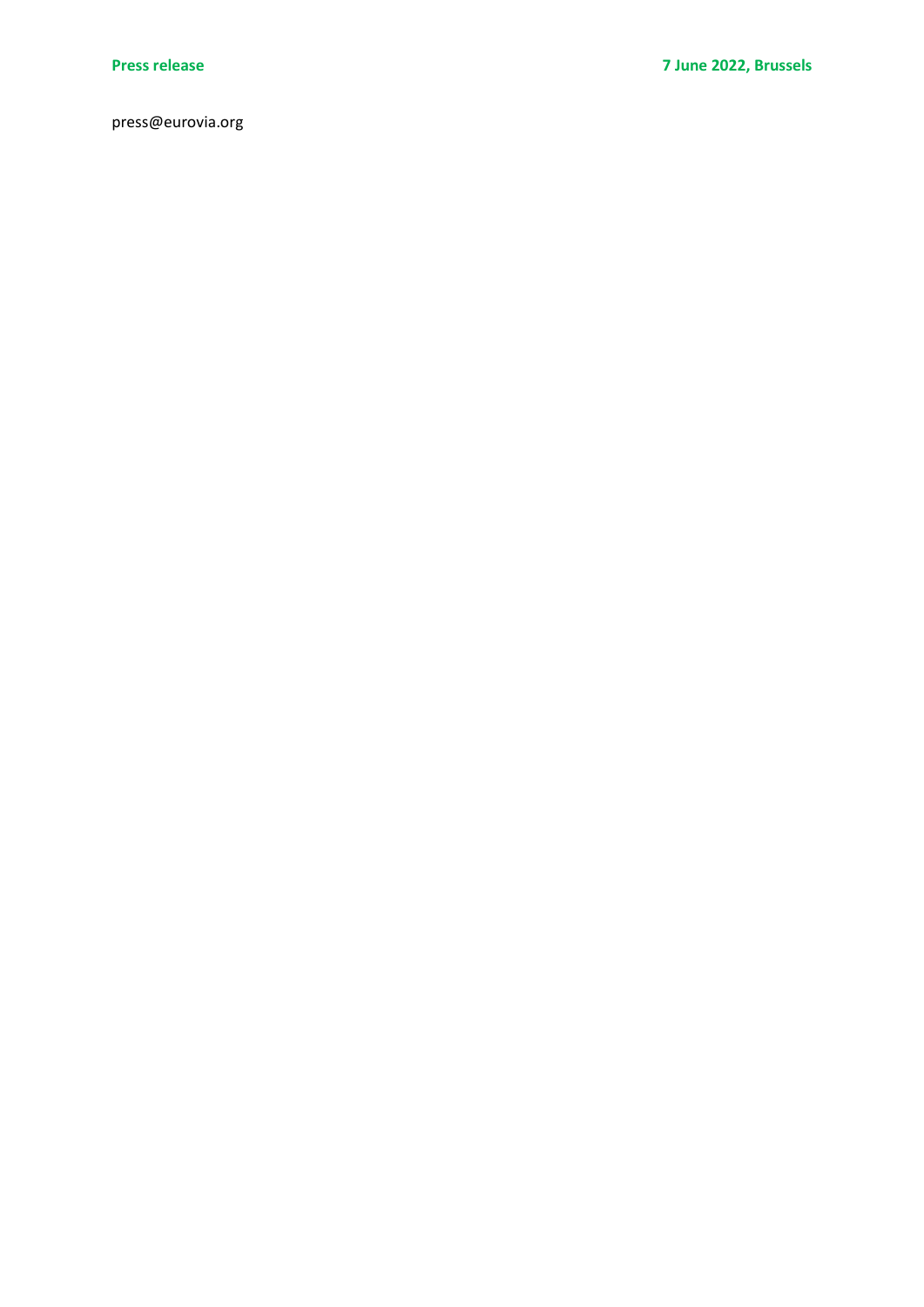press@eurovia.org